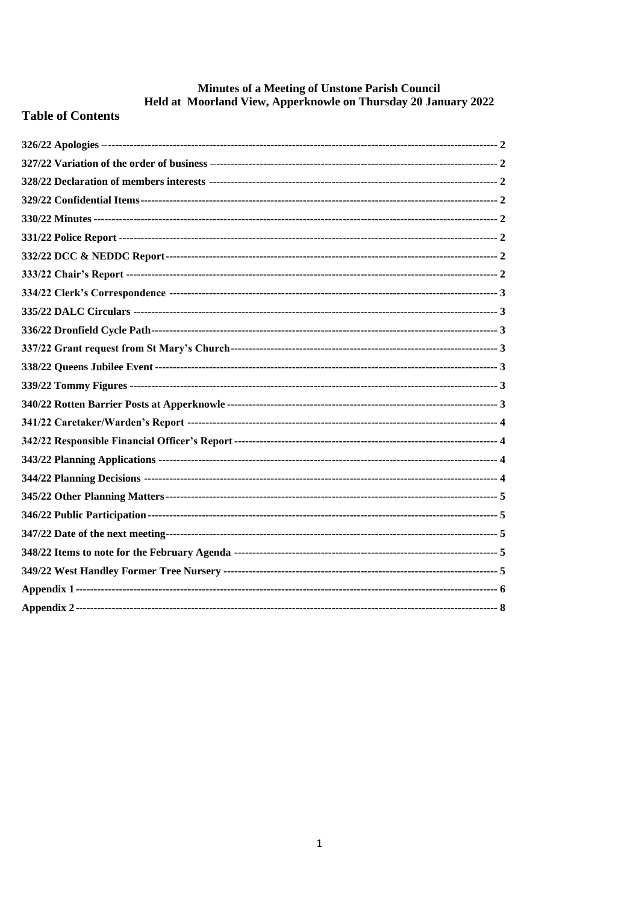# Minutes of a Meeting of Unstone Parish Council
## Held at Moorland View, Apperknowle on Thursday 20 January 2022

## Table of Contents

- 326/22 Apologies – 2
- 327/22 Variation of the order of business – 2
- 328/22 Declaration of members interests 2
- 329/22 Confidential Items 2
- 330/22 Minutes 2
- 331/22 Police Report 2
- 332/22 DCC & NEDDC Report 2
- 333/22 Chair's Report 2
- 334/22 Clerk's Correspondence 3
- 335/22 DALC Circulars 3
- 336/22 Dronfield Cycle Path 3
- 337/22 Grant request from St Mary's Church 3
- 338/22 Queens Jubilee Event 3
- 339/22 Tommy Figures 3
- 340/22 Rotten Barrier Posts at Apperknowle 3
- 341/22 Caretaker/Warden's Report 4
- 342/22 Responsible Financial Officer's Report 4
- 343/22 Planning Applications 4
- 344/22 Planning Decisions 4
- 345/22 Other Planning Matters 5
- 346/22 Public Participation 5
- 347/22 Date of the next meeting 5
- 348/22 Items to note for the February Agenda 5
- 349/22 West Handley Former Tree Nursery 5
- Appendix 1 6
- Appendix 2 8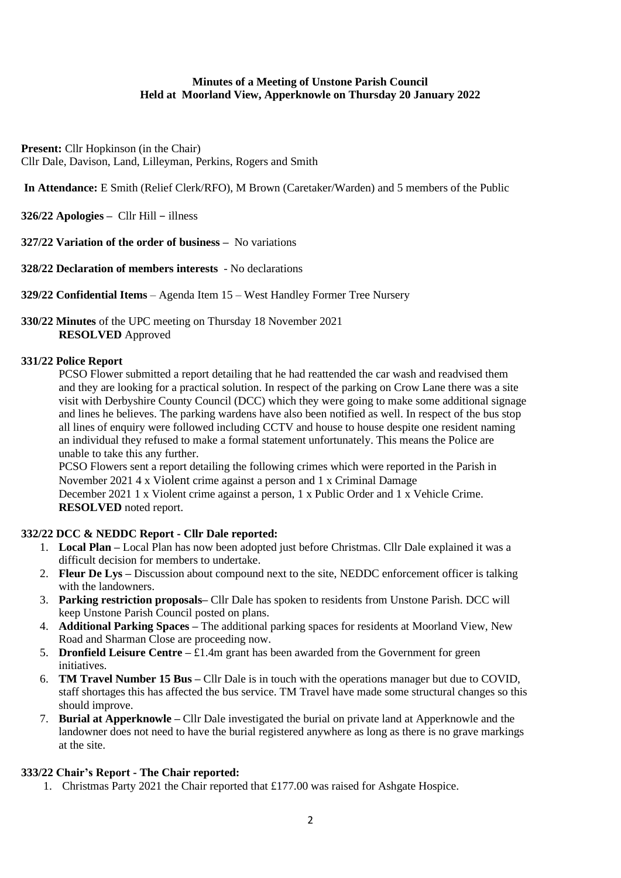**Minutes of a Meeting of Unstone Parish Council**
**Held at Moorland View, Apperknowle on Thursday 20 January 2022**

**Present:** Cllr Hopkinson (in the Chair)
Cllr Dale, Davison, Land, Lilleyman, Perkins, Rogers and Smith

**In Attendance:** E Smith (Relief Clerk/RFO), M Brown (Caretaker/Warden) and 5 members of the Public

**326/22 Apologies –** Cllr Hill – illness

**327/22 Variation of the order of business –** No variations

**328/22 Declaration of members interests** - No declarations

**329/22 Confidential Items** – Agenda Item 15 – West Handley Former Tree Nursery

**330/22 Minutes** of the UPC meeting on Thursday 18 November 2021
**RESOLVED** Approved

**331/22 Police Report**

PCSO Flower submitted a report detailing that he had reattended the car wash and readvised them and they are looking for a practical solution. In respect of the parking on Crow Lane there was a site visit with Derbyshire County Council (DCC) which they were going to make some additional signage and lines he believes. The parking wardens have also been notified as well. In respect of the bus stop all lines of enquiry were followed including CCTV and house to house despite one resident naming an individual they refused to make a formal statement unfortunately. This means the Police are unable to take this any further.

PCSO Flowers sent a report detailing the following crimes which were reported in the Parish in November 2021 4 x Violent crime against a person and 1 x Criminal Damage
December 2021 1 x Violent crime against a person, 1 x Public Order and 1 x Vehicle Crime.
**RESOLVED** noted report.

**332/22 DCC & NEDDC Report - Cllr Dale reported:**

1. **Local Plan –** Local Plan has now been adopted just before Christmas. Cllr Dale explained it was a difficult decision for members to undertake.
2. **Fleur De Lys –** Discussion about compound next to the site, NEDDC enforcement officer is talking with the landowners.
3. **Parking restriction proposals–** Cllr Dale has spoken to residents from Unstone Parish. DCC will keep Unstone Parish Council posted on plans.
4. **Additional Parking Spaces –** The additional parking spaces for residents at Moorland View, New Road and Sharman Close are proceeding now.
5. **Dronfield Leisure Centre –** £1.4m grant has been awarded from the Government for green initiatives.
6. **TM Travel Number 15 Bus –** Cllr Dale is in touch with the operations manager but due to COVID, staff shortages this has affected the bus service. TM Travel have made some structural changes so this should improve.
7. **Burial at Apperknowle –** Cllr Dale investigated the burial on private land at Apperknowle and the landowner does not need to have the burial registered anywhere as long as there is no grave markings at the site.

**333/22 Chair's Report - The Chair reported:**

1. Christmas Party 2021 the Chair reported that £177.00 was raised for Ashgate Hospice.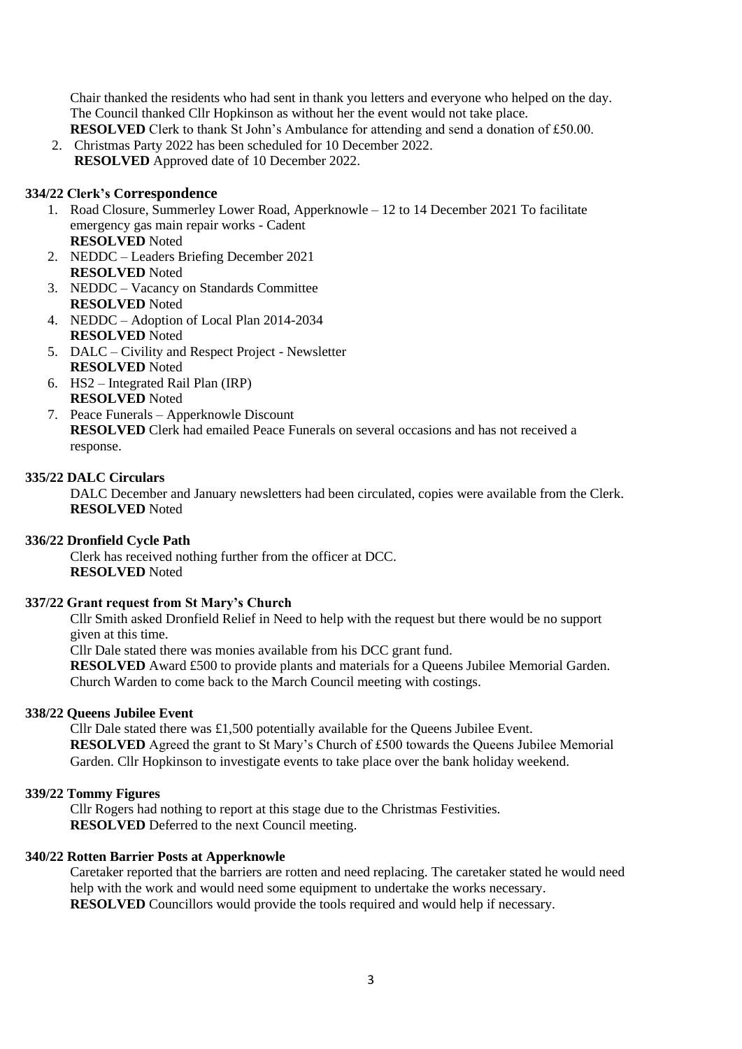Chair thanked the residents who had sent in thank you letters and everyone who helped on the day. The Council thanked Cllr Hopkinson as without her the event would not take place.
**RESOLVED** Clerk to thank St John's Ambulance for attending and send a donation of £50.00.

2. Christmas Party 2022 has been scheduled for 10 December 2022.
   **RESOLVED** Approved date of 10 December 2022.

### 334/22 Clerk's Correspondence

1. Road Closure, Summerley Lower Road, Apperknowle – 12 to 14 December 2021 To facilitate emergency gas main repair works - Cadent
   **RESOLVED** Noted
2. NEDDC – Leaders Briefing December 2021
   **RESOLVED** Noted
3. NEDDC – Vacancy on Standards Committee
   **RESOLVED** Noted
4. NEDDC – Adoption of Local Plan 2014-2034
   **RESOLVED** Noted
5. DALC – Civility and Respect Project - Newsletter
   **RESOLVED** Noted
6. HS2 – Integrated Rail Plan (IRP)
   **RESOLVED** Noted
7. Peace Funerals – Apperknowle Discount
   **RESOLVED** Clerk had emailed Peace Funerals on several occasions and has not received a response.

### 335/22 DALC Circulars

DALC December and January newsletters had been circulated, copies were available from the Clerk.
**RESOLVED** Noted

### 336/22 Dronfield Cycle Path

Clerk has received nothing further from the officer at DCC.
**RESOLVED** Noted

### 337/22 Grant request from St Mary's Church

Cllr Smith asked Dronfield Relief in Need to help with the request but there would be no support given at this time.
Cllr Dale stated there was monies available from his DCC grant fund.
**RESOLVED** Award £500 to provide plants and materials for a Queens Jubilee Memorial Garden. Church Warden to come back to the March Council meeting with costings.

### 338/22 Queens Jubilee Event

Cllr Dale stated there was £1,500 potentially available for the Queens Jubilee Event.
**RESOLVED** Agreed the grant to St Mary's Church of £500 towards the Queens Jubilee Memorial Garden. Cllr Hopkinson to investigate events to take place over the bank holiday weekend.

### 339/22 Tommy Figures

Cllr Rogers had nothing to report at this stage due to the Christmas Festivities.
**RESOLVED** Deferred to the next Council meeting.

### 340/22 Rotten Barrier Posts at Apperknowle

Caretaker reported that the barriers are rotten and need replacing. The caretaker stated he would need help with the work and would need some equipment to undertake the works necessary.
**RESOLVED** Councillors would provide the tools required and would help if necessary.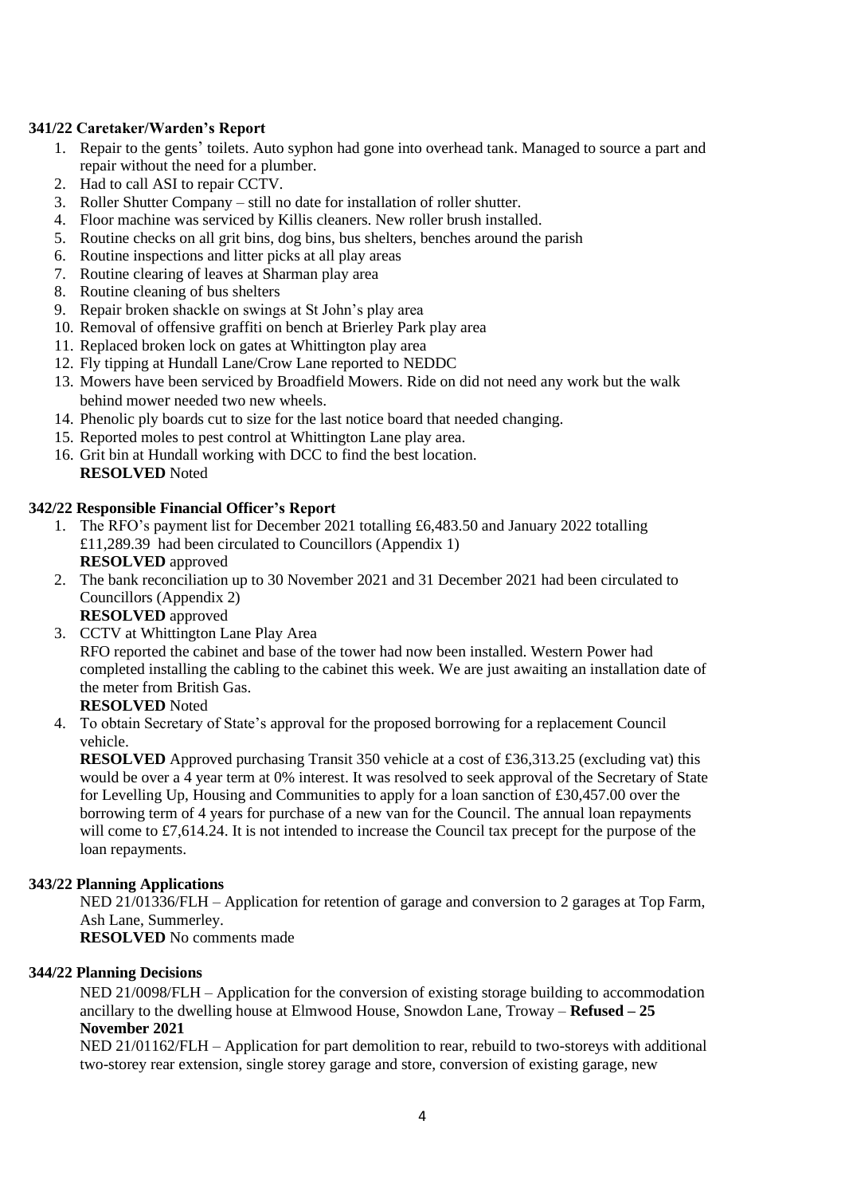### 341/22 Caretaker/Warden's Report

1. Repair to the gents' toilets. Auto syphon had gone into overhead tank. Managed to source a part and repair without the need for a plumber.
2. Had to call ASI to repair CCTV.
3. Roller Shutter Company – still no date for installation of roller shutter.
4. Floor machine was serviced by Killis cleaners. New roller brush installed.
5. Routine checks on all grit bins, dog bins, bus shelters, benches around the parish
6. Routine inspections and litter picks at all play areas
7. Routine clearing of leaves at Sharman play area
8. Routine cleaning of bus shelters
9. Repair broken shackle on swings at St John's play area
10. Removal of offensive graffiti on bench at Brierley Park play area
11. Replaced broken lock on gates at Whittington play area
12. Fly tipping at Hundall Lane/Crow Lane reported to NEDDC
13. Mowers have been serviced by Broadfield Mowers. Ride on did not need any work but the walk behind mower needed two new wheels.
14. Phenolic ply boards cut to size for the last notice board that needed changing.
15. Reported moles to pest control at Whittington Lane play area.
16. Grit bin at Hundall working with DCC to find the best location.
   **RESOLVED** Noted

### 342/22 Responsible Financial Officer's Report

1. The RFO's payment list for December 2021 totalling £6,483.50 and January 2022 totalling £11,289.39 had been circulated to Councillors (Appendix 1)
   **RESOLVED** approved
2. The bank reconciliation up to 30 November 2021 and 31 December 2021 had been circulated to Councillors (Appendix 2)
   **RESOLVED** approved
3. CCTV at Whittington Lane Play Area
   RFO reported the cabinet and base of the tower had now been installed. Western Power had completed installing the cabling to the cabinet this week. We are just awaiting an installation date of the meter from British Gas.
   **RESOLVED** Noted
4. To obtain Secretary of State's approval for the proposed borrowing for a replacement Council vehicle.
   **RESOLVED** Approved purchasing Transit 350 vehicle at a cost of £36,313.25 (excluding vat) this would be over a 4 year term at 0% interest. It was resolved to seek approval of the Secretary of State for Levelling Up, Housing and Communities to apply for a loan sanction of £30,457.00 over the borrowing term of 4 years for purchase of a new van for the Council. The annual loan repayments will come to £7,614.24. It is not intended to increase the Council tax precept for the purpose of the loan repayments.

### 343/22 Planning Applications

NED 21/01336/FLH – Application for retention of garage and conversion to 2 garages at Top Farm, Ash Lane, Summerley.
**RESOLVED** No comments made

### 344/22 Planning Decisions

NED 21/0098/FLH – Application for the conversion of existing storage building to accommodation ancillary to the dwelling house at Elmwood House, Snowdon Lane, Troway – **Refused – 25 November 2021**

NED 21/01162/FLH – Application for part demolition to rear, rebuild to two-storeys with additional two-storey rear extension, single storey garage and store, conversion of existing garage, new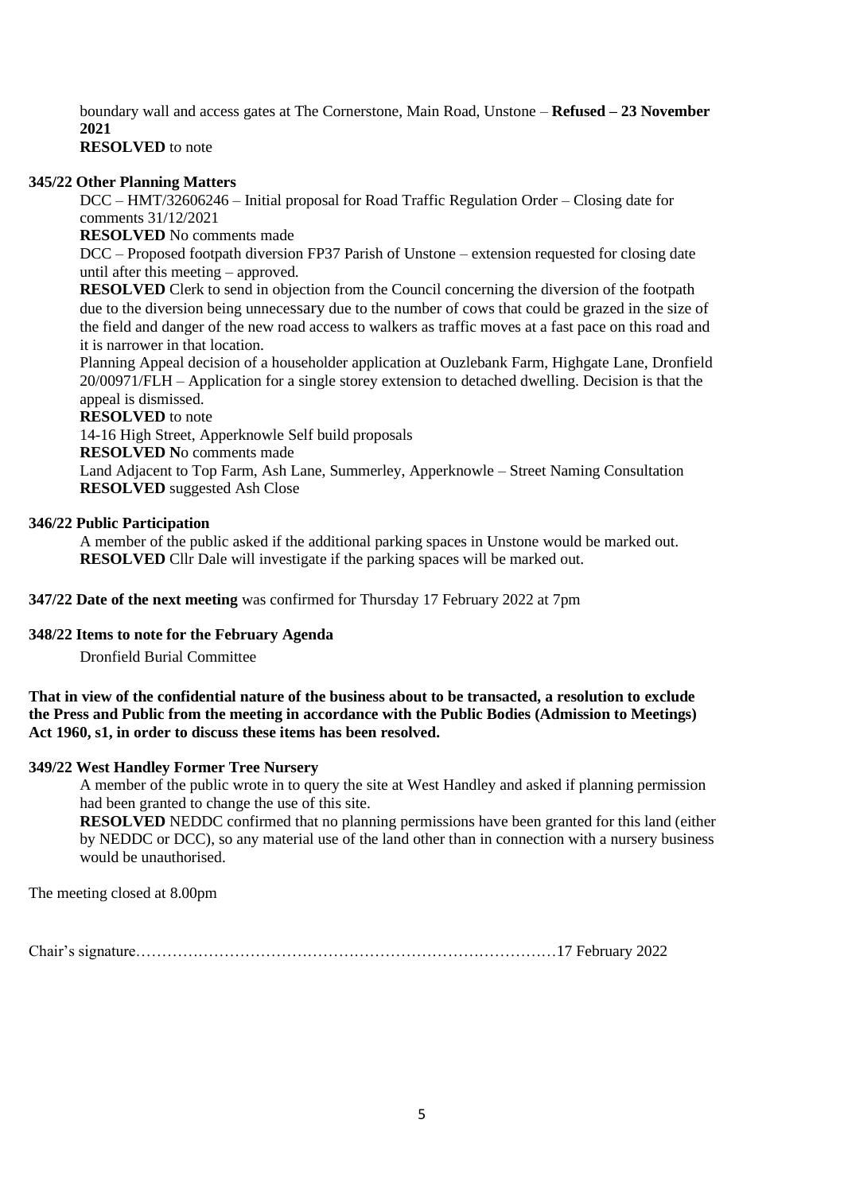boundary wall and access gates at The Cornerstone, Main Road, Unstone – **Refused – 23 November 2021**

**RESOLVED** to note

**345/22 Other Planning Matters**

DCC – HMT/32606246 – Initial proposal for Road Traffic Regulation Order – Closing date for comments 31/12/2021

**RESOLVED** No comments made

DCC – Proposed footpath diversion FP37 Parish of Unstone – extension requested for closing date until after this meeting – approved.

**RESOLVED** Clerk to send in objection from the Council concerning the diversion of the footpath due to the diversion being unnecessary due to the number of cows that could be grazed in the size of the field and danger of the new road access to walkers as traffic moves at a fast pace on this road and it is narrower in that location.

Planning Appeal decision of a householder application at Ouzlebank Farm, Highgate Lane, Dronfield 20/00971/FLH – Application for a single storey extension to detached dwelling. Decision is that the appeal is dismissed.

**RESOLVED** to note

14-16 High Street, Apperknowle Self build proposals

**RESOLVED N**o comments made

Land Adjacent to Top Farm, Ash Lane, Summerley, Apperknowle – Street Naming Consultation

**RESOLVED** suggested Ash Close

**346/22 Public Participation**

A member of the public asked if the additional parking spaces in Unstone would be marked out.

**RESOLVED** Cllr Dale will investigate if the parking spaces will be marked out.

**347/22 Date of the next meeting** was confirmed for Thursday 17 February 2022 at 7pm

**348/22 Items to note for the February Agenda**

Dronfield Burial Committee

**That in view of the confidential nature of the business about to be transacted, a resolution to exclude the Press and Public from the meeting in accordance with the Public Bodies (Admission to Meetings) Act 1960, s1, in order to discuss these items has been resolved.**

**349/22 West Handley Former Tree Nursery**

A member of the public wrote in to query the site at West Handley and asked if planning permission had been granted to change the use of this site.

**RESOLVED** NEDDC confirmed that no planning permissions have been granted for this land (either by NEDDC or DCC), so any material use of the land other than in connection with a nursery business would be unauthorised.

The meeting closed at 8.00pm

Chair's signature……………………………………………………………………17 February 2022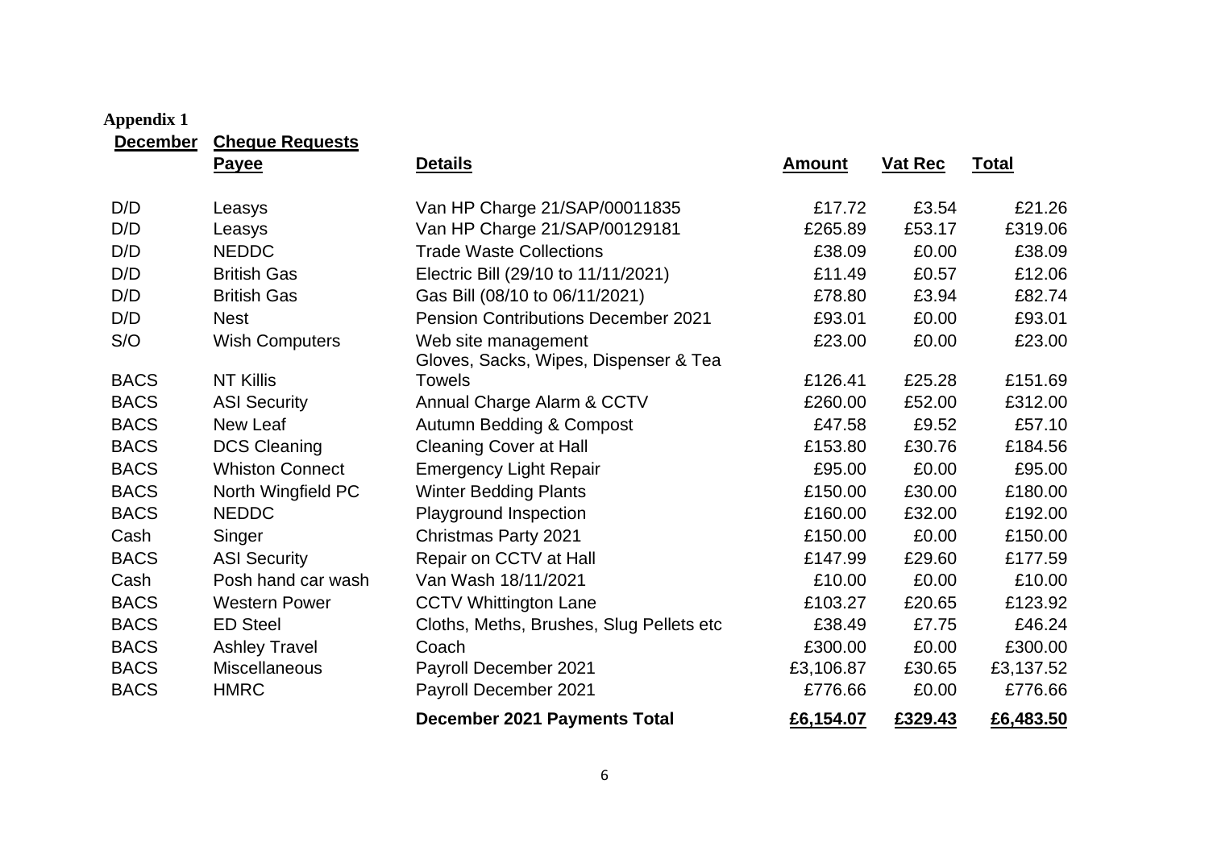**Appendix 1**

**December** **Cheque Requests**

| | Payee | Details | Amount | Vat Rec | Total |
|---|---|---|---|---|---|
| D/D | Leasys | Van HP Charge 21/SAP/00011835 | £17.72 | £3.54 | £21.26 |
| D/D | Leasys | Van HP Charge 21/SAP/00129181 | £265.89 | £53.17 | £319.06 |
| D/D | NEDDC | Trade Waste Collections | £38.09 | £0.00 | £38.09 |
| D/D | British Gas | Electric Bill (29/10 to 11/11/2021) | £11.49 | £0.57 | £12.06 |
| D/D | British Gas | Gas Bill (08/10 to 06/11/2021) | £78.80 | £3.94 | £82.74 |
| D/D | Nest | Pension Contributions December 2021 | £93.01 | £0.00 | £93.01 |
| S/O | Wish Computers | Web site management | £23.00 | £0.00 | £23.00 |
| BACS | NT Killis | Gloves, Sacks, Wipes, Dispenser & Tea Towels | £126.41 | £25.28 | £151.69 |
| BACS | ASI Security | Annual Charge Alarm & CCTV | £260.00 | £52.00 | £312.00 |
| BACS | New Leaf | Autumn Bedding & Compost | £47.58 | £9.52 | £57.10 |
| BACS | DCS Cleaning | Cleaning Cover at Hall | £153.80 | £30.76 | £184.56 |
| BACS | Whiston Connect | Emergency Light Repair | £95.00 | £0.00 | £95.00 |
| BACS | North Wingfield PC | Winter Bedding Plants | £150.00 | £30.00 | £180.00 |
| BACS | NEDDC | Playground Inspection | £160.00 | £32.00 | £192.00 |
| Cash | Singer | Christmas Party 2021 | £150.00 | £0.00 | £150.00 |
| BACS | ASI Security | Repair on CCTV at Hall | £147.99 | £29.60 | £177.59 |
| Cash | Posh hand car wash | Van Wash 18/11/2021 | £10.00 | £0.00 | £10.00 |
| BACS | Western Power | CCTV Whittington Lane | £103.27 | £20.65 | £123.92 |
| BACS | ED Steel | Cloths, Meths, Brushes, Slug Pellets etc | £38.49 | £7.75 | £46.24 |
| BACS | Ashley Travel | Coach | £300.00 | £0.00 | £300.00 |
| BACS | Miscellaneous | Payroll December 2021 | £3,106.87 | £30.65 | £3,137.52 |
| BACS | HMRC | Payroll December 2021 | £776.66 | £0.00 | £776.66 |
| | | **December 2021 Payments Total** | **£6,154.07** | **£329.43** | **£6,483.50** |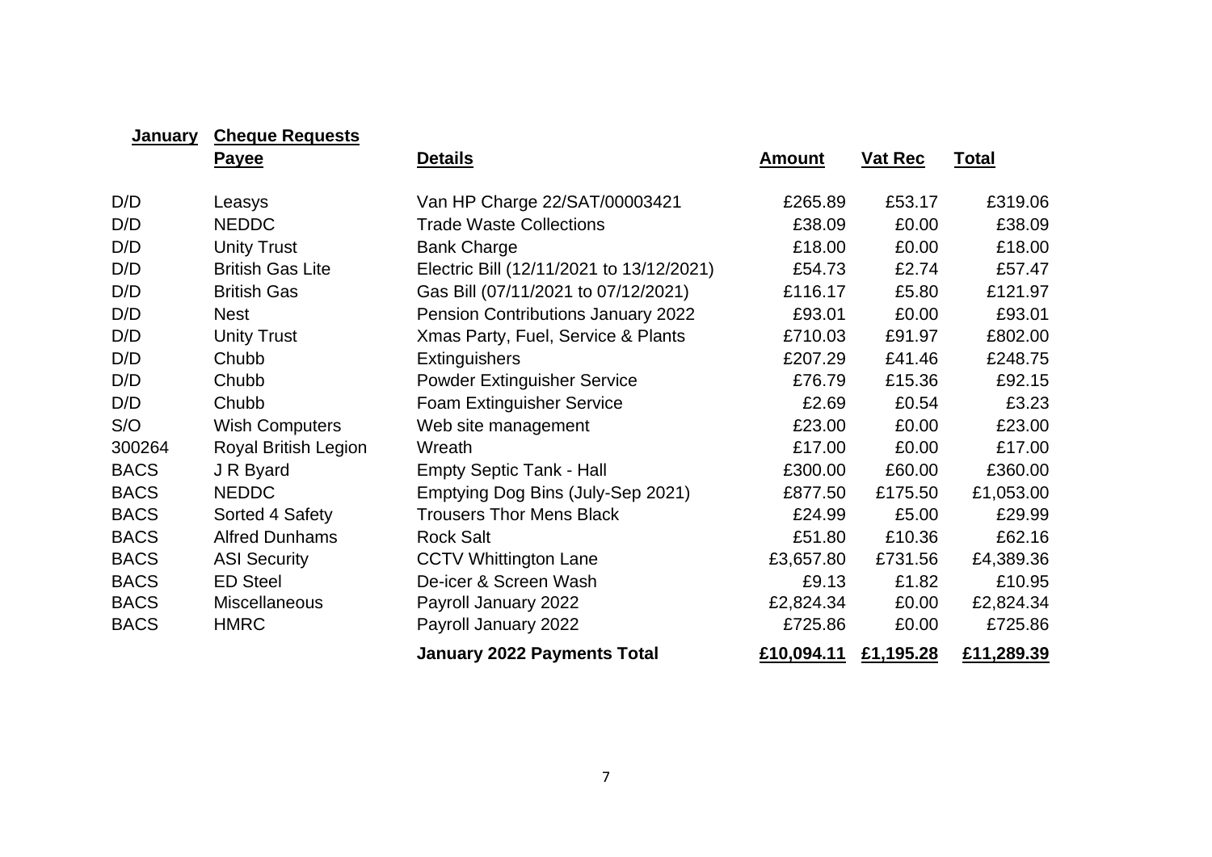| **January** | **Cheque Requests** | | | | |
|---|---|---|---|---|---|
| | **Payee** | **Details** | **Amount** | **Vat Rec** | **Total** |
| D/D | Leasys | Van HP Charge 22/SAT/00003421 | £265.89 | £53.17 | £319.06 |
| D/D | NEDDC | Trade Waste Collections | £38.09 | £0.00 | £38.09 |
| D/D | Unity Trust | Bank Charge | £18.00 | £0.00 | £18.00 |
| D/D | British Gas Lite | Electric Bill (12/11/2021 to 13/12/2021) | £54.73 | £2.74 | £57.47 |
| D/D | British Gas | Gas Bill (07/11/2021 to 07/12/2021) | £116.17 | £5.80 | £121.97 |
| D/D | Nest | Pension Contributions January 2022 | £93.01 | £0.00 | £93.01 |
| D/D | Unity Trust | Xmas Party, Fuel, Service & Plants | £710.03 | £91.97 | £802.00 |
| D/D | Chubb | Extinguishers | £207.29 | £41.46 | £248.75 |
| D/D | Chubb | Powder Extinguisher Service | £76.79 | £15.36 | £92.15 |
| D/D | Chubb | Foam Extinguisher Service | £2.69 | £0.54 | £3.23 |
| S/O | Wish Computers | Web site management | £23.00 | £0.00 | £23.00 |
| 300264 | Royal British Legion | Wreath | £17.00 | £0.00 | £17.00 |
| BACS | J R Byard | Empty Septic Tank - Hall | £300.00 | £60.00 | £360.00 |
| BACS | NEDDC | Emptying Dog Bins (July-Sep 2021) | £877.50 | £175.50 | £1,053.00 |
| BACS | Sorted 4 Safety | Trousers Thor Mens Black | £24.99 | £5.00 | £29.99 |
| BACS | Alfred Dunhams | Rock Salt | £51.80 | £10.36 | £62.16 |
| BACS | ASI Security | CCTV Whittington Lane | £3,657.80 | £731.56 | £4,389.36 |
| BACS | ED Steel | De-icer & Screen Wash | £9.13 | £1.82 | £10.95 |
| BACS | Miscellaneous | Payroll January 2022 | £2,824.34 | £0.00 | £2,824.34 |
| BACS | HMRC | Payroll January 2022 | £725.86 | £0.00 | £725.86 |
| | | **January 2022 Payments Total** | **£10,094.11** | **£1,195.28** | **£11,289.39** |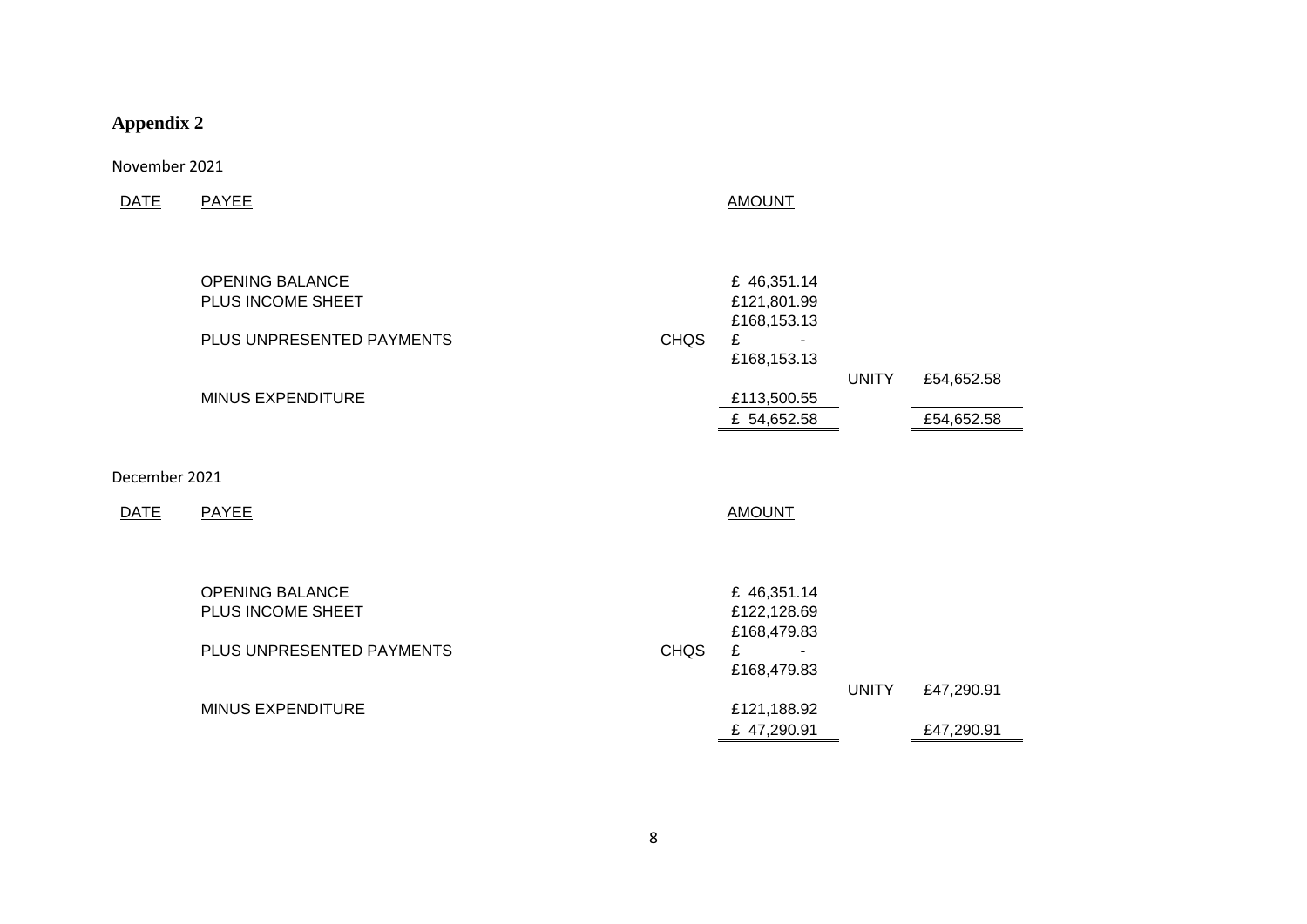## Appendix 2

November 2021

| DATE | PAYEE | | AMOUNT | | |
|---|---|---|---|---|---|
| | OPENING BALANCE | | £ 46,351.14 | | |
| | PLUS INCOME SHEET | | £121,801.99 | | |
| | | | £168,153.13 | | |
| | PLUS UNPRESENTED PAYMENTS | CHQS | £ - | | |
| | | | £168,153.13 | | |
| | | | | UNITY | £54,652.58 |
| | MINUS EXPENDITURE | | £113,500.55 | | |
| | | | £ 54,652.58 | | £54,652.58 |

December 2021

| DATE | PAYEE | | AMOUNT | | |
|---|---|---|---|---|---|
| | OPENING BALANCE | | £ 46,351.14 | | |
| | PLUS INCOME SHEET | | £122,128.69 | | |
| | | | £168,479.83 | | |
| | PLUS UNPRESENTED PAYMENTS | CHQS | £ - | | |
| | | | £168,479.83 | | |
| | | | | UNITY | £47,290.91 |
| | MINUS EXPENDITURE | | £121,188.92 | | |
| | | | £ 47,290.91 | | £47,290.91 |